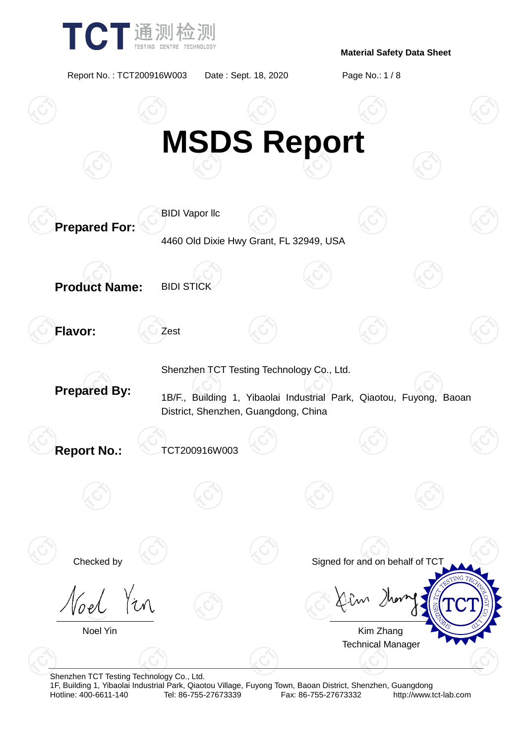Material Safety Data Sheet

Report No. : TCT200916W003 Date : Sept. 18, 2020

# MSDS Report

**Prepared For:** BIDI Vapor llc

4460 Old Dixie Hwy Grant, FL 32949, USA

**Product Name:** BIDI STICK

**Flavor:** Zest

**Prepared By:** Shenzhen TCT Testing Technology Co., Ltd.

1B/F., Building 1, Yibaolai Industrial Park, Qiaotou, Fuyong, Baoan District, Shenzhen, Guangdong, China

**Report No.:** TCT200916W003

Checked by

Noel Yin

Signed for and on behalf of TCT

Kim Zhang
Technical Manager

Shenzhen TCT Testing Technology Co., Ltd.
1F, Building 1, Yibaolai Industrial Park, Qiaotou Village, Fuyong Town, Baoan District, Shenzhen, Guangdong
Hotline: 400-6611-140 Tel: 86-755-27673339 Fax: 86-755-27673332 http://www.tct-lab.com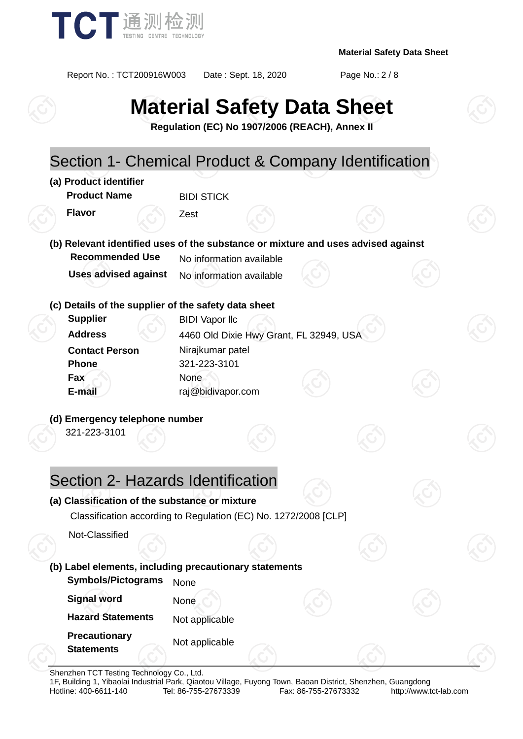# Material Safety Data Sheet

**Regulation (EC) No 1907/2006 (REACH), Annex II**

## Section 1- Chemical Product & Company Identification

**(a) Product identifier**

| | |
|---|---|
| **Product Name** | BIDI STICK |
| **Flavor** | Zest |

**(b) Relevant identified uses of the substance or mixture and uses advised against**

| | |
|---|---|
| **Recommended Use** | No information available |
| **Uses advised against** | No information available |

**(c) Details of the supplier of the safety data sheet**

| | |
|---|---|
| **Supplier** | BIDI Vapor llc |
| **Address** | 4460 Old Dixie Hwy Grant, FL 32949, USA |
| **Contact Person** | Nirajkumar patel |
| **Phone** | 321-223-3101 |
| **Fax** | None |
| **E-mail** | raj@bidivapor.com |

**(d) Emergency telephone number**

321-223-3101

## Section 2- Hazards Identification

**(a) Classification of the substance or mixture**

Classification according to Regulation (EC) No. 1272/2008 [CLP]

Not-Classified

**(b) Label elements, including precautionary statements**

| | |
|---|---|
| **Symbols/Pictograms** | None |
| **Signal word** | None |
| **Hazard Statements** | Not applicable |
| **Precautionary Statements** | Not applicable |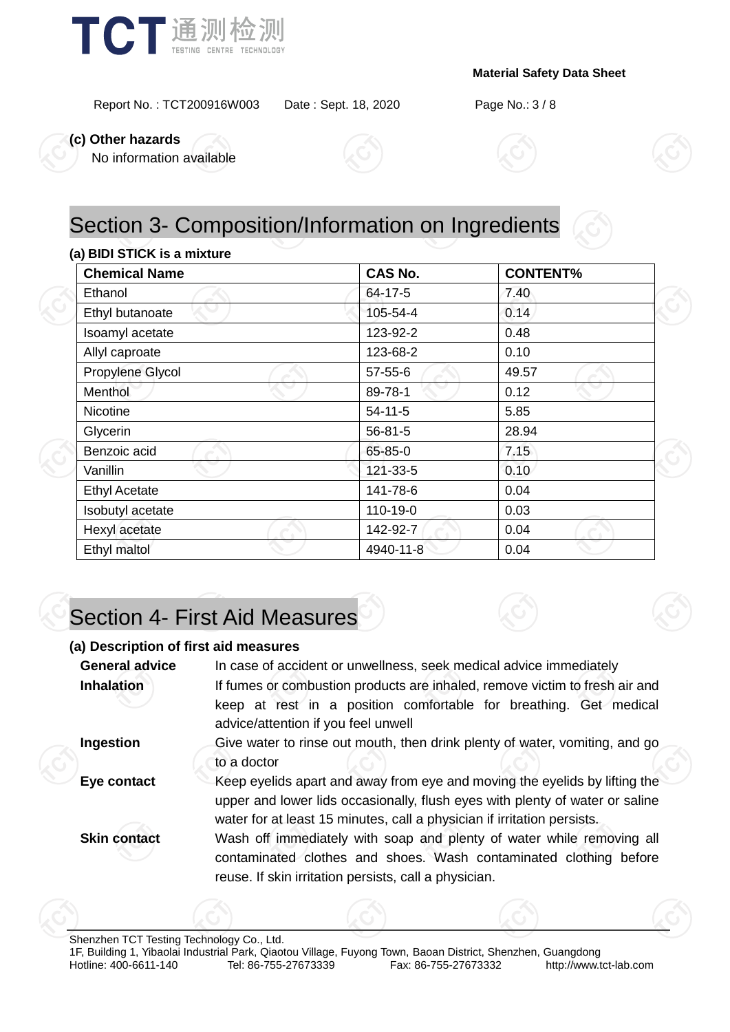**(c) Other hazards**

No information available

## Section 3- Composition/Information on Ingredients

**(a) BIDI STICK is a mixture**

| Chemical Name | CAS No. | CONTENT% |
|---|---|---|
| Ethanol | 64-17-5 | 7.40 |
| Ethyl butanoate | 105-54-4 | 0.14 |
| Isoamyl acetate | 123-92-2 | 0.48 |
| Allyl caproate | 123-68-2 | 0.10 |
| Propylene Glycol | 57-55-6 | 49.57 |
| Menthol | 89-78-1 | 0.12 |
| Nicotine | 54-11-5 | 5.85 |
| Glycerin | 56-81-5 | 28.94 |
| Benzoic acid | 65-85-0 | 7.15 |
| Vanillin | 121-33-5 | 0.10 |
| Ethyl Acetate | 141-78-6 | 0.04 |
| Isobutyl acetate | 110-19-0 | 0.03 |
| Hexyl acetate | 142-92-7 | 0.04 |
| Ethyl maltol | 4940-11-8 | 0.04 |

## Section 4- First Aid Measures

**(a) Description of first aid measures**

**General advice** In case of accident or unwellness, seek medical advice immediately

**Inhalation** If fumes or combustion products are inhaled, remove victim to fresh air and keep at rest in a position comfortable for breathing. Get medical advice/attention if you feel unwell

**Ingestion** Give water to rinse out mouth, then drink plenty of water, vomiting, and go to a doctor

**Eye contact** Keep eyelids apart and away from eye and moving the eyelids by lifting the upper and lower lids occasionally, flush eyes with plenty of water or saline water for at least 15 minutes, call a physician if irritation persists.

**Skin contact** Wash off immediately with soap and plenty of water while removing all contaminated clothes and shoes. Wash contaminated clothing before reuse. If skin irritation persists, call a physician.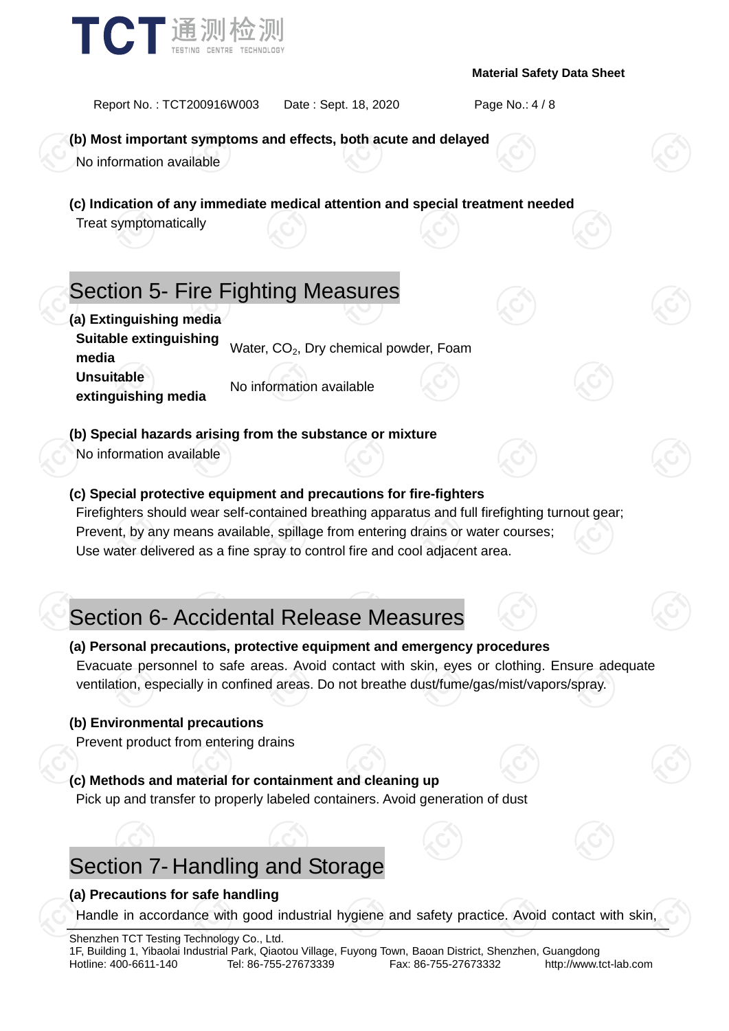**(b) Most important symptoms and effects, both acute and delayed**

No information available

**(c) Indication of any immediate medical attention and special treatment needed**

Treat symptomatically

## Section 5- Fire Fighting Measures

**(a) Extinguishing media**

| | |
|---|---|
| **Suitable extinguishing media** | Water, $CO_2$, Dry chemical powder, Foam |
| **Unsuitable extinguishing media** | No information available |

**(b) Special hazards arising from the substance or mixture**

No information available

**(c) Special protective equipment and precautions for fire-fighters**

Firefighters should wear self-contained breathing apparatus and full firefighting turnout gear;
Prevent, by any means available, spillage from entering drains or water courses;
Use water delivered as a fine spray to control fire and cool adjacent area.

## Section 6- Accidental Release Measures

**(a) Personal precautions, protective equipment and emergency procedures**

Evacuate personnel to safe areas. Avoid contact with skin, eyes or clothing. Ensure adequate ventilation, especially in confined areas. Do not breathe dust/fume/gas/mist/vapors/spray.

**(b) Environmental precautions**

Prevent product from entering drains

**(c) Methods and material for containment and cleaning up**

Pick up and transfer to properly labeled containers. Avoid generation of dust

## Section 7- Handling and Storage

**(a) Precautions for safe handling**

Handle in accordance with good industrial hygiene and safety practice. Avoid contact with skin,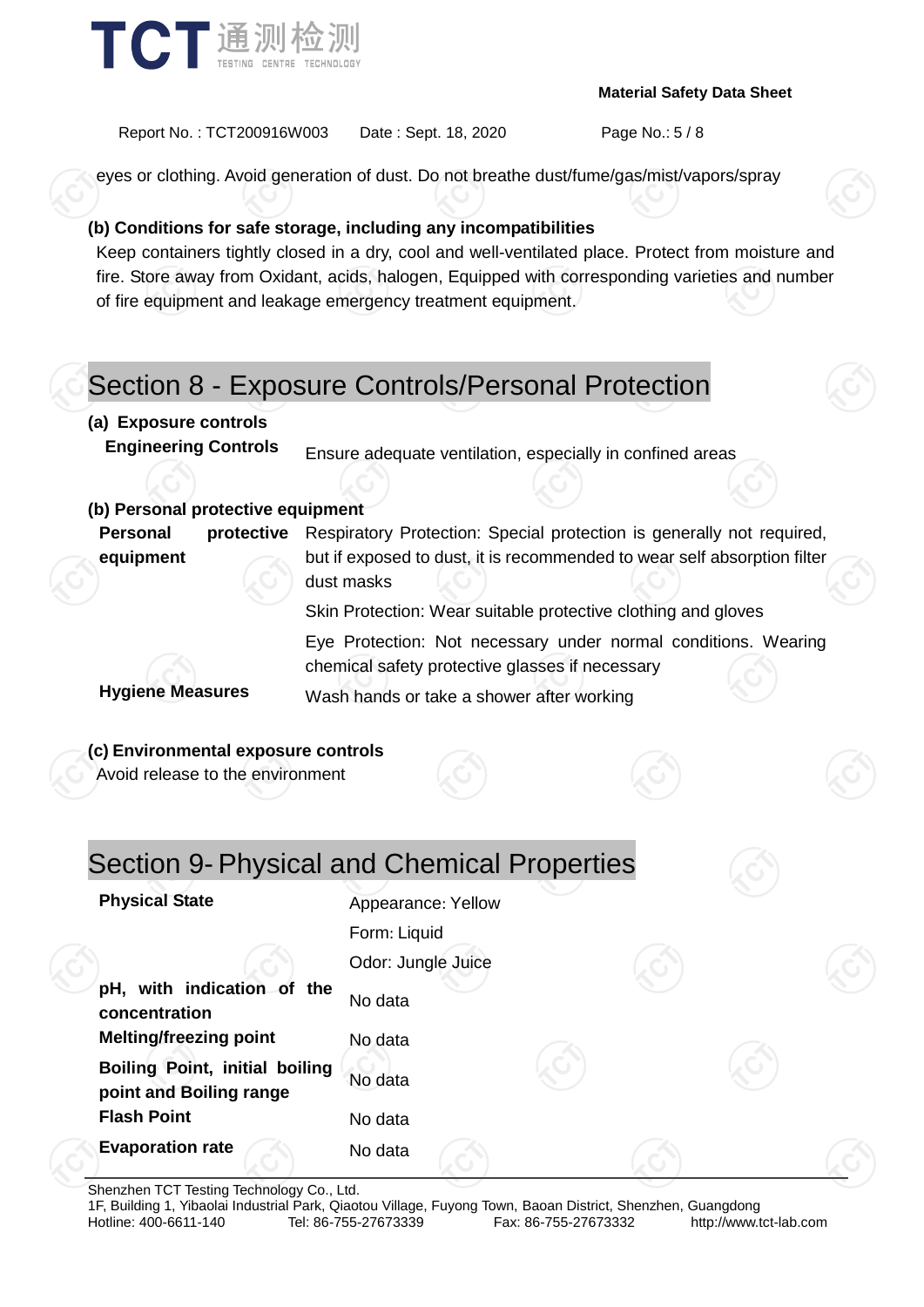eyes or clothing. Avoid generation of dust. Do not breathe dust/fume/gas/mist/vapors/spray

**(b) Conditions for safe storage, including any incompatibilities**

Keep containers tightly closed in a dry, cool and well-ventilated place. Protect from moisture and fire. Store away from Oxidant, acids, halogen, Equipped with corresponding varieties and number of fire equipment and leakage emergency treatment equipment.

## Section 8 - Exposure Controls/Personal Protection

**(a) Exposure controls**

| | |
|---|---|
| **Engineering Controls** | Ensure adequate ventilation, especially in confined areas |

**(b) Personal protective equipment**

| | |
|---|---|
| **Personal protective equipment** | Respiratory Protection: Special protection is generally not required, but if exposed to dust, it is recommended to wear self absorption filter dust masks |
| | Skin Protection: Wear suitable protective clothing and gloves |
| | Eye Protection: Not necessary under normal conditions. Wearing chemical safety protective glasses if necessary |
| **Hygiene Measures** | Wash hands or take a shower after working |

**(c) Environmental exposure controls**

Avoid release to the environment

## Section 9- Physical and Chemical Properties

| | |
|---|---|
| **Physical State** | Appearance: Yellow |
| | Form: Liquid |
| | Odor: Jungle Juice |
| **pH, with indication of the concentration** | No data |
| **Melting/freezing point** | No data |
| **Boiling Point, initial boiling point and Boiling range** | No data |
| **Flash Point** | No data |
| **Evaporation rate** | No data |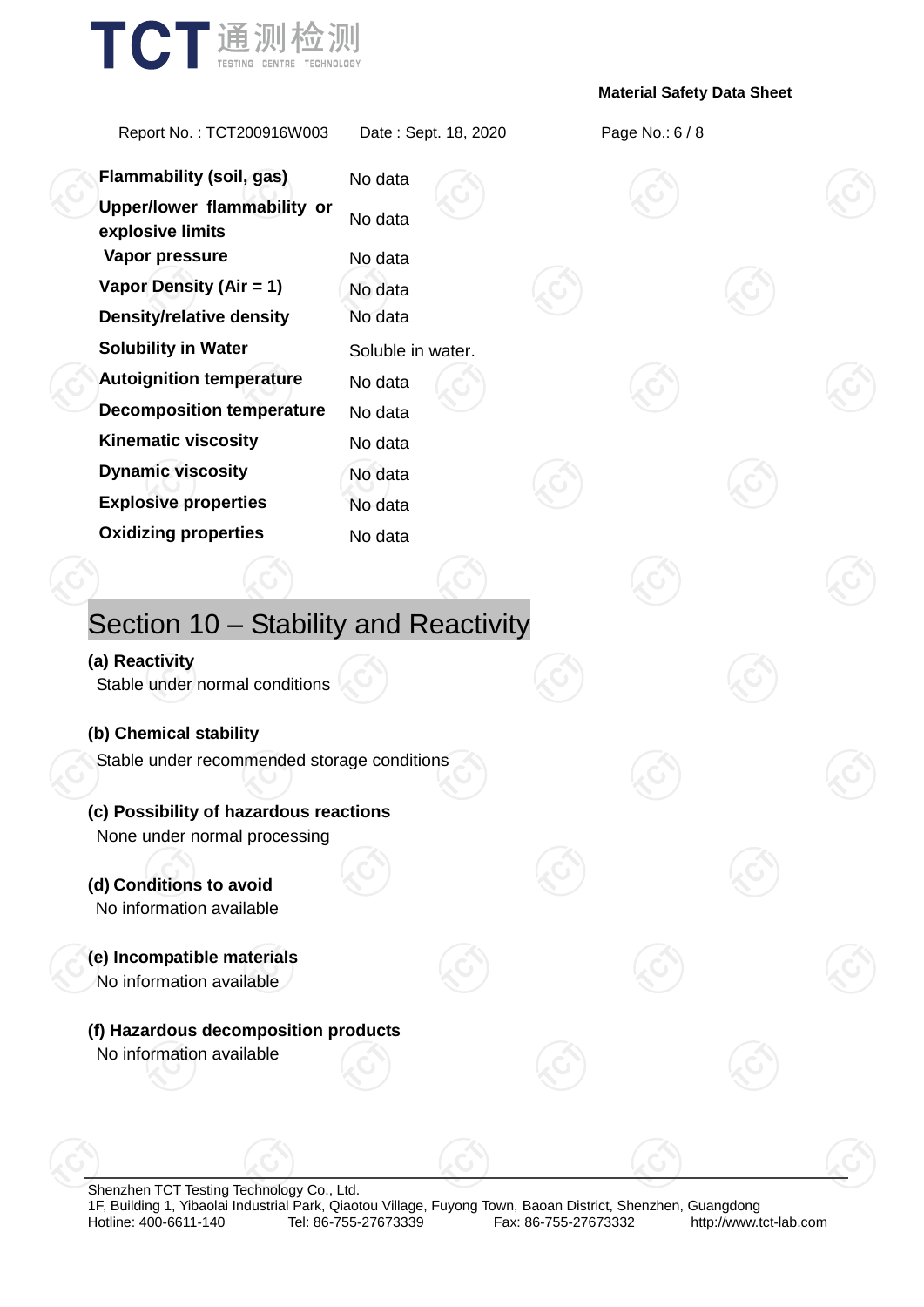| | |
|---|---|
| **Flammability (soil, gas)** | No data |
| **Upper/lower flammability or explosive limits** | No data |
| **Vapor pressure** | No data |
| **Vapor Density (Air = 1)** | No data |
| **Density/relative density** | No data |
| **Solubility in Water** | Soluble in water. |
| **Autoignition temperature** | No data |
| **Decomposition temperature** | No data |
| **Kinematic viscosity** | No data |
| **Dynamic viscosity** | No data |
| **Explosive properties** | No data |
| **Oxidizing properties** | No data |

## Section 10 – Stability and Reactivity

**(a) Reactivity**

Stable under normal conditions

**(b) Chemical stability**

Stable under recommended storage conditions

**(c) Possibility of hazardous reactions**

None under normal processing

**(d) Conditions to avoid**

No information available

**(e) Incompatible materials**

No information available

**(f) Hazardous decomposition products**

No information available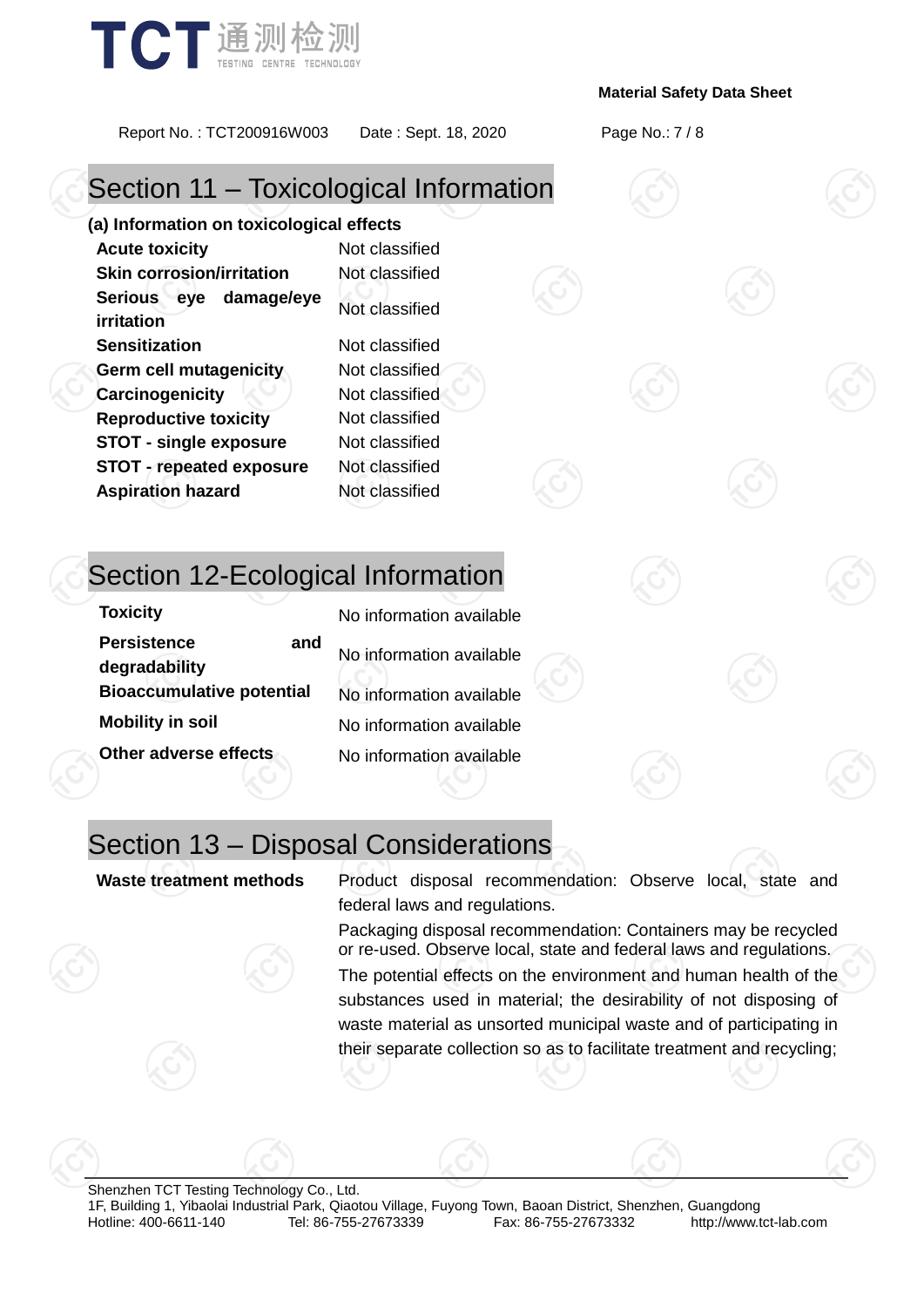## Section 11 – Toxicological Information

**(a) Information on toxicological effects**

| | |
|---|---|
| **Acute toxicity** | Not classified |
| **Skin corrosion/irritation** | Not classified |
| **Serious eye damage/eye irritation** | Not classified |
| **Sensitization** | Not classified |
| **Germ cell mutagenicity** | Not classified |
| **Carcinogenicity** | Not classified |
| **Reproductive toxicity** | Not classified |
| **STOT - single exposure** | Not classified |
| **STOT - repeated exposure** | Not classified |
| **Aspiration hazard** | Not classified |

## Section 12-Ecological Information

| | |
|---|---|
| **Toxicity** | No information available |
| **Persistence and degradability** | No information available |
| **Bioaccumulative potential** | No information available |
| **Mobility in soil** | No information available |
| **Other adverse effects** | No information available |

## Section 13 – Disposal Considerations

| | |
|---|---|
| **Waste treatment methods** | Product disposal recommendation: Observe local, state and federal laws and regulations. Packaging disposal recommendation: Containers may be recycled or re-used. Observe local, state and federal laws and regulations. The potential effects on the environment and human health of the substances used in material; the desirability of not disposing of waste material as unsorted municipal waste and of participating in their separate collection so as to facilitate treatment and recycling; |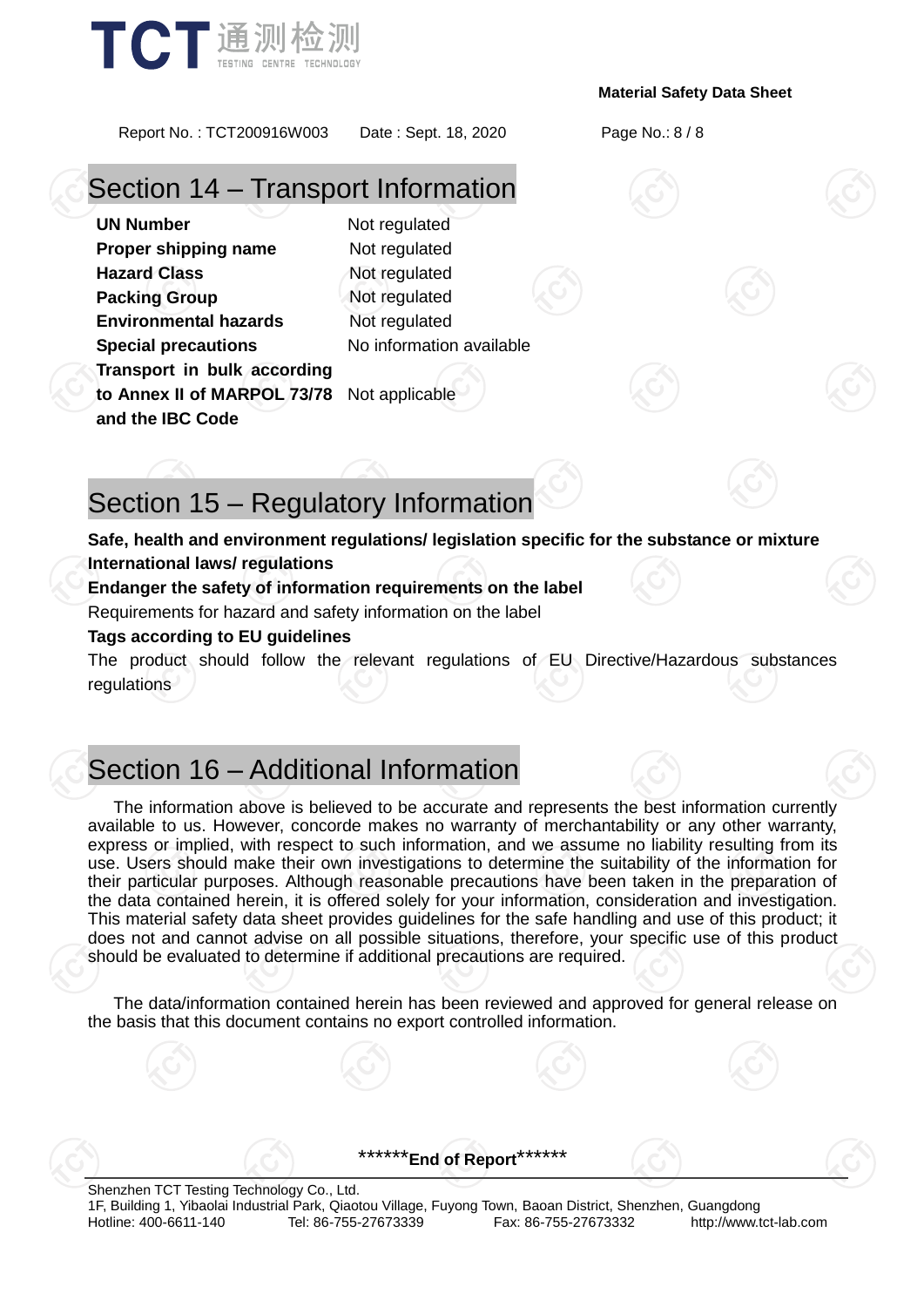## Section 14 – Transport Information

| | |
|---|---|
| **UN Number** | Not regulated |
| **Proper shipping name** | Not regulated |
| **Hazard Class** | Not regulated |
| **Packing Group** | Not regulated |
| **Environmental hazards** | Not regulated |
| **Special precautions** | No information available |
| **Transport in bulk according to Annex II of MARPOL 73/78 and the IBC Code** | Not applicable |

## Section 15 – Regulatory Information

**Safe, health and environment regulations/ legislation specific for the substance or mixture**

**International laws/ regulations**

**Endanger the safety of information requirements on the label**

Requirements for hazard and safety information on the label

**Tags according to EU guidelines**

The product should follow the relevant regulations of EU Directive/Hazardous substances regulations

## Section 16 – Additional Information

The information above is believed to be accurate and represents the best information currently available to us. However, concorde makes no warranty of merchantability or any other warranty, express or implied, with respect to such information, and we assume no liability resulting from its use. Users should make their own investigations to determine the suitability of the information for their particular purposes. Although reasonable precautions have been taken in the preparation of the data contained herein, it is offered solely for your information, consideration and investigation. This material safety data sheet provides guidelines for the safe handling and use of this product; it does not and cannot advise on all possible situations, therefore, your specific use of this product should be evaluated to determine if additional precautions are required.

The data/information contained herein has been reviewed and approved for general release on the basis that this document contains no export controlled information.

********End of Report******